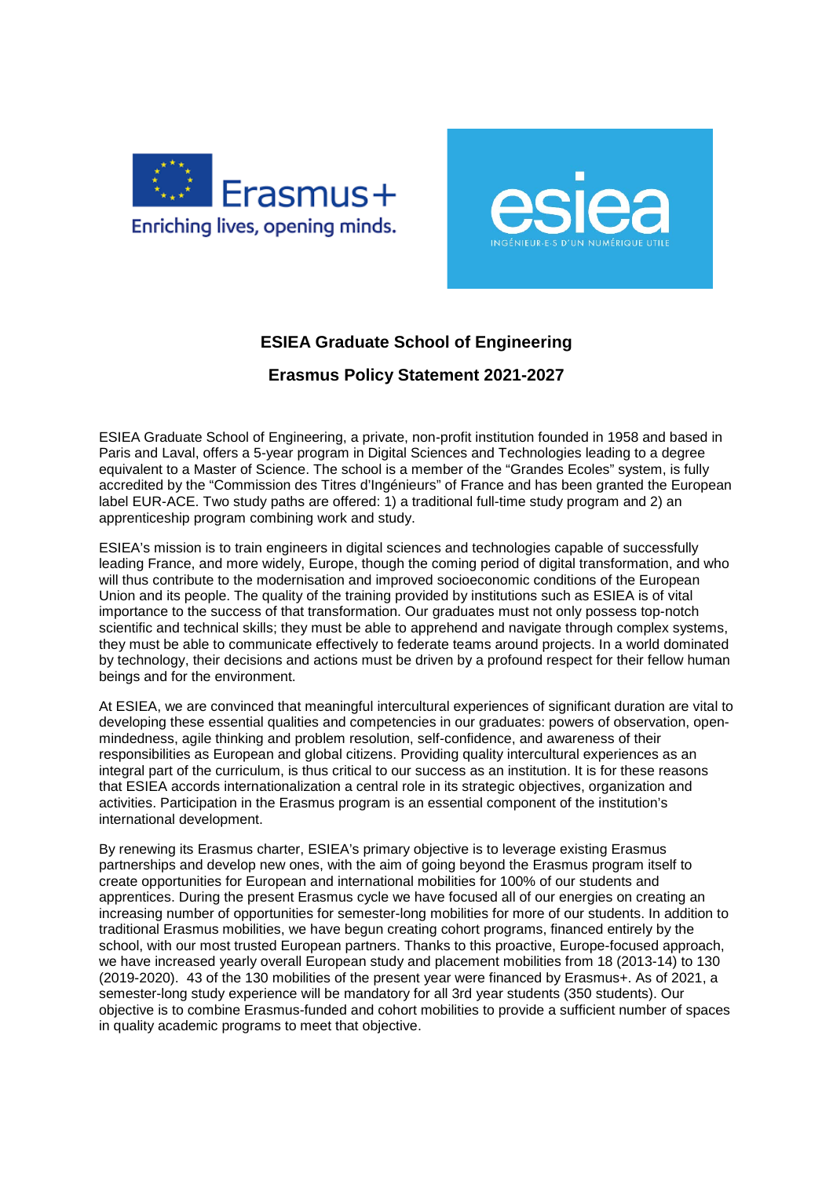# ESIEA Graduate School of Engineering

## Erasmus Policy Statement 2021-2027

ESIEA Graduate School of Engineering, a private, non-profit institution founded in 1958 and based in Paris and Laval, offers a 5-year program in Digital Sciences and Technologies leading to a degree equivalent to a Master of Science. The school is a member of the "Grandes Ecoles" system, is fully accredited by the "Commission des Titres d'Ingénieurs" of France and has been granted the European label EUR-ACE. Two study paths are offered: 1) a traditional full-time study program and 2) an apprenticeship program combining work and study.

ESIEA's mission is to train engineers in digital sciences and technologies capable of successfully leading France, and more widely, Europe, though the coming period of digital transformation, and who will thus contribute to the modernisation and improved socioeconomic conditions of the European Union and its people. The quality of the training provided by institutions such as ESIEA is of vital importance to the success of that transformation. Our graduates must not only possess top-notch scientific and technical skills; they must be able to apprehend and navigate through complex systems, they must be able to communicate effectively to federate teams around projects. In a world dominated by technology, their decisions and actions must be driven by a profound respect for their fellow human beings and for the environment.

At ESIEA, we are convinced that meaningful intercultural experiences of significant duration are vital to developing these essential qualities and competencies in our graduates: powers of observation, open-mindedness, agile thinking and problem resolution, self-confidence, and awareness of their responsibilities as European and global citizens. Providing quality intercultural experiences as an integral part of the curriculum, is thus critical to our success as an institution. It is for these reasons that ESIEA accords internationalization a central role in its strategic objectives, organization and activities. Participation in the Erasmus program is an essential component of the institution's international development.

By renewing its Erasmus charter, ESIEA's primary objective is to leverage existing Erasmus partnerships and develop new ones, with the aim of going beyond the Erasmus program itself to create opportunities for European and international mobilities for 100% of our students and apprentices. During the present Erasmus cycle we have focused all of our energies on creating an increasing number of opportunities for semester-long mobilities for more of our students. In addition to traditional Erasmus mobilities, we have begun creating cohort programs, financed entirely by the school, with our most trusted European partners. Thanks to this proactive, Europe-focused approach, we have increased yearly overall European study and placement mobilities from 18 (2013-14) to 130 (2019-2020). 43 of the 130 mobilities of the present year were financed by Erasmus+. As of 2021, a semester-long study experience will be mandatory for all 3rd year students (350 students). Our objective is to combine Erasmus-funded and cohort mobilities to provide a sufficient number of spaces in quality academic programs to meet that objective.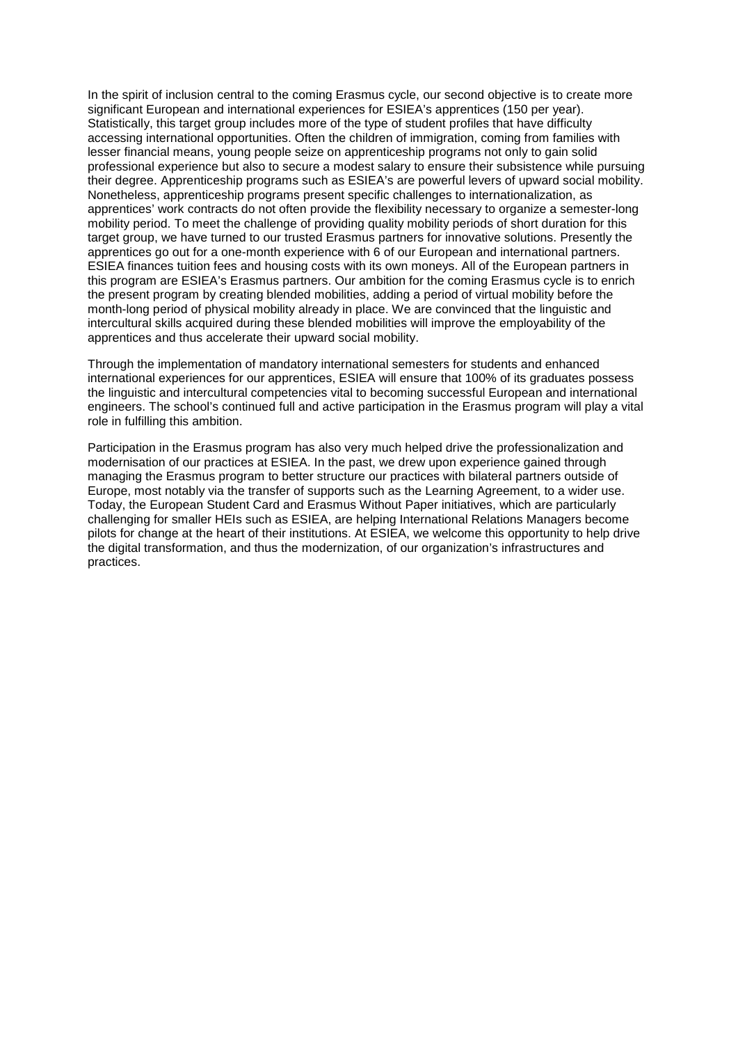In the spirit of inclusion central to the coming Erasmus cycle, our second objective is to create more significant European and international experiences for ESIEA's apprentices (150 per year). Statistically, this target group includes more of the type of student profiles that have difficulty accessing international opportunities. Often the children of immigration, coming from families with lesser financial means, young people seize on apprenticeship programs not only to gain solid professional experience but also to secure a modest salary to ensure their subsistence while pursuing their degree. Apprenticeship programs such as ESIEA's are powerful levers of upward social mobility. Nonetheless, apprenticeship programs present specific challenges to internationalization, as apprentices' work contracts do not often provide the flexibility necessary to organize a semester-long mobility period. To meet the challenge of providing quality mobility periods of short duration for this target group, we have turned to our trusted Erasmus partners for innovative solutions. Presently the apprentices go out for a one-month experience with 6 of our European and international partners. ESIEA finances tuition fees and housing costs with its own moneys. All of the European partners in this program are ESIEA's Erasmus partners. Our ambition for the coming Erasmus cycle is to enrich the present program by creating blended mobilities, adding a period of virtual mobility before the month-long period of physical mobility already in place. We are convinced that the linguistic and intercultural skills acquired during these blended mobilities will improve the employability of the apprentices and thus accelerate their upward social mobility.

Through the implementation of mandatory international semesters for students and enhanced international experiences for our apprentices, ESIEA will ensure that 100% of its graduates possess the linguistic and intercultural competencies vital to becoming successful European and international engineers. The school's continued full and active participation in the Erasmus program will play a vital role in fulfilling this ambition.

Participation in the Erasmus program has also very much helped drive the professionalization and modernisation of our practices at ESIEA. In the past, we drew upon experience gained through managing the Erasmus program to better structure our practices with bilateral partners outside of Europe, most notably via the transfer of supports such as the Learning Agreement, to a wider use. Today, the European Student Card and Erasmus Without Paper initiatives, which are particularly challenging for smaller HEIs such as ESIEA, are helping International Relations Managers become pilots for change at the heart of their institutions. At ESIEA, we welcome this opportunity to help drive the digital transformation, and thus the modernization, of our organization's infrastructures and practices.